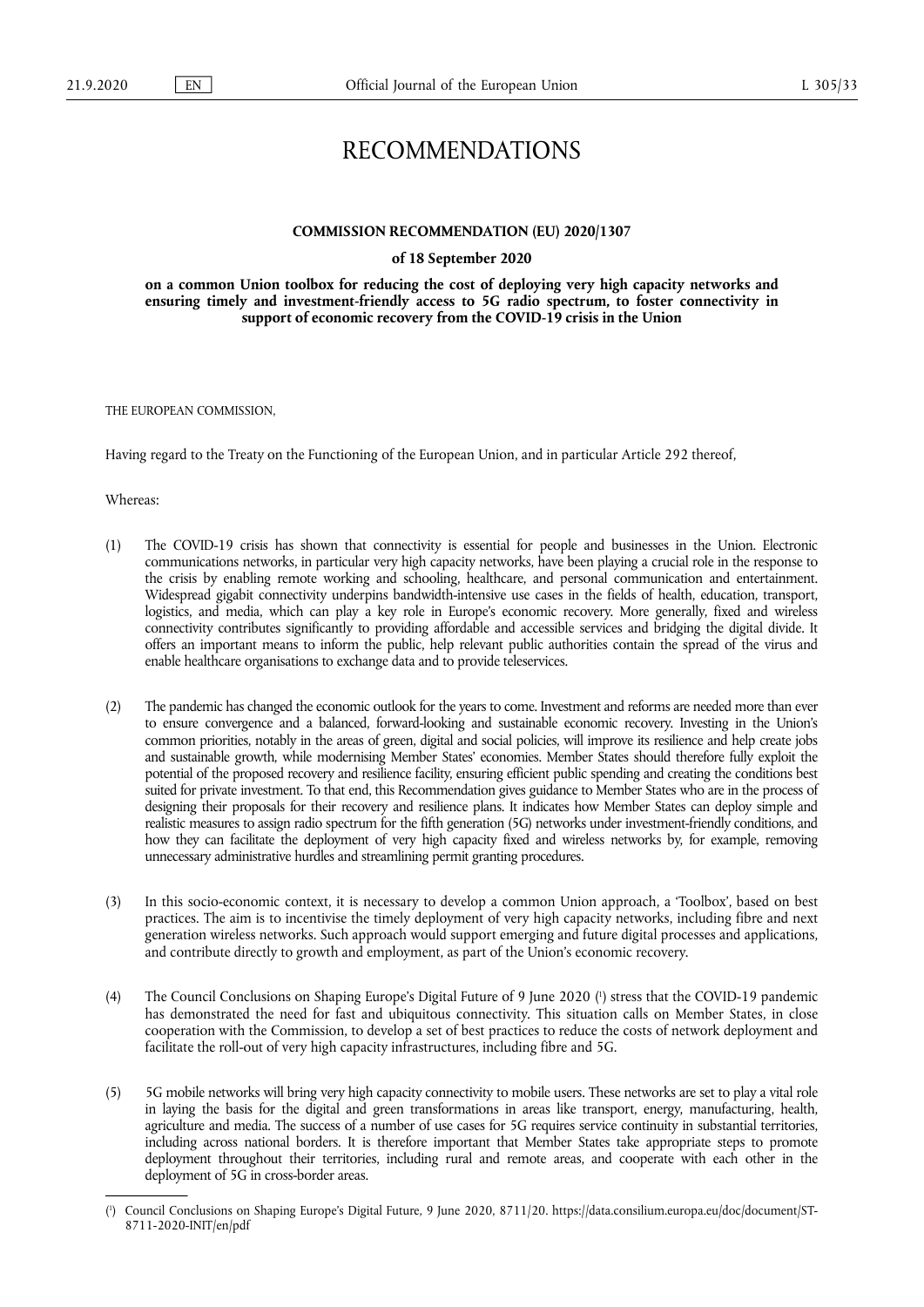# RECOMMENDATIONS

## COMMISSION RECOMMENDATION (EU) 2020/1307

### of 18 September 2020

### on a common Union toolbox for reducing the cost of deploying very high capacity networks and ensuring timely and investment-friendly access to 5G radio spectrum, to foster connectivity in support of economic recovery from the COVID-19 crisis in the Union

THE EUROPEAN COMMISSION,

Having regard to the Treaty on the Functioning of the European Union, and in particular Article 292 thereof,

Whereas:

(1) The COVID-19 crisis has shown that connectivity is essential for people and businesses in the Union. Electronic communications networks, in particular very high capacity networks, have been playing a crucial role in the response to the crisis by enabling remote working and schooling, healthcare, and personal communication and entertainment. Widespread gigabit connectivity underpins bandwidth-intensive use cases in the fields of health, education, transport, logistics, and media, which can play a key role in Europe's economic recovery. More generally, fixed and wireless connectivity contributes significantly to providing affordable and accessible services and bridging the digital divide. It offers an important means to inform the public, help relevant public authorities contain the spread of the virus and enable healthcare organisations to exchange data and to provide teleservices.

(2) The pandemic has changed the economic outlook for the years to come. Investment and reforms are needed more than ever to ensure convergence and a balanced, forward-looking and sustainable economic recovery. Investing in the Union's common priorities, notably in the areas of green, digital and social policies, will improve its resilience and help create jobs and sustainable growth, while modernising Member States' economies. Member States should therefore fully exploit the potential of the proposed recovery and resilience facility, ensuring efficient public spending and creating the conditions best suited for private investment. To that end, this Recommendation gives guidance to Member States who are in the process of designing their proposals for their recovery and resilience plans. It indicates how Member States can deploy simple and realistic measures to assign radio spectrum for the fifth generation (5G) networks under investment-friendly conditions, and how they can facilitate the deployment of very high capacity fixed and wireless networks by, for example, removing unnecessary administrative hurdles and streamlining permit granting procedures.

(3) In this socio-economic context, it is necessary to develop a common Union approach, a 'Toolbox', based on best practices. The aim is to incentivise the timely deployment of very high capacity networks, including fibre and next generation wireless networks. Such approach would support emerging and future digital processes and applications, and contribute directly to growth and employment, as part of the Union's economic recovery.

(4) The Council Conclusions on Shaping Europe's Digital Future of 9 June 2020 [1] stress that the COVID-19 pandemic has demonstrated the need for fast and ubiquitous connectivity. This situation calls on Member States, in close cooperation with the Commission, to develop a set of best practices to reduce the costs of network deployment and facilitate the roll-out of very high capacity infrastructures, including fibre and 5G.

(5) 5G mobile networks will bring very high capacity connectivity to mobile users. These networks are set to play a vital role in laying the basis for the digital and green transformations in areas like transport, energy, manufacturing, health, agriculture and media. The success of a number of use cases for 5G requires service continuity in substantial territories, including across national borders. It is therefore important that Member States take appropriate steps to promote deployment throughout their territories, including rural and remote areas, and cooperate with each other in the deployment of 5G in cross-border areas.

---

[1] Council Conclusions on Shaping Europe's Digital Future, 9 June 2020, 8711/20. https://data.consilium.europa.eu/doc/document/ST-8711-2020-INIT/en/pdf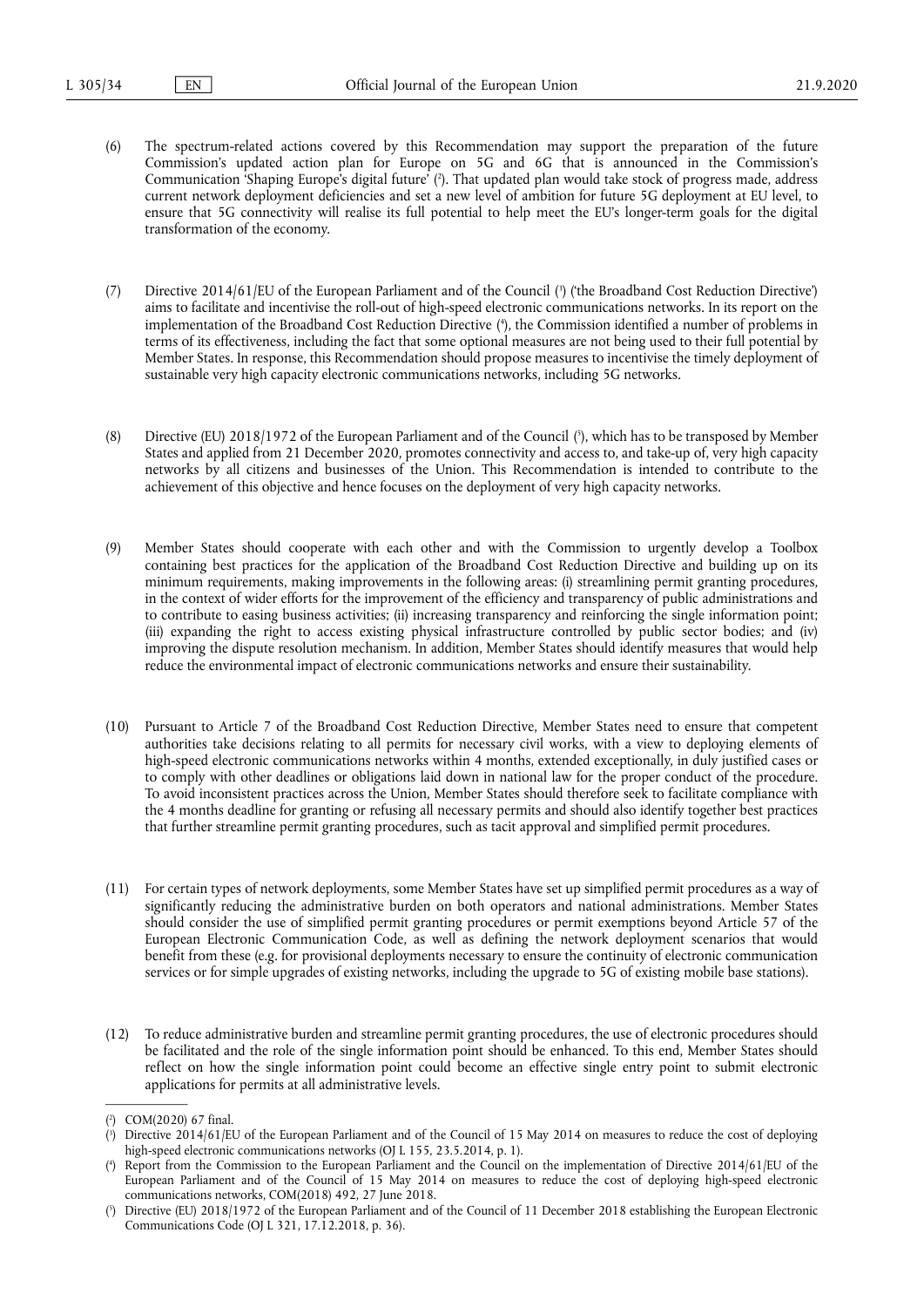(6) The spectrum-related actions covered by this Recommendation may support the preparation of the future Commission's updated action plan for Europe on 5G and 6G that is announced in the Commission's Communication 'Shaping Europe's digital future' [2]. That updated plan would take stock of progress made, address current network deployment deficiencies and set a new level of ambition for future 5G deployment at EU level, to ensure that 5G connectivity will realise its full potential to help meet the EU's longer-term goals for the digital transformation of the economy.

(7) Directive 2014/61/EU of the European Parliament and of the Council [3] ('the Broadband Cost Reduction Directive') aims to facilitate and incentivise the roll-out of high-speed electronic communications networks. In its report on the implementation of the Broadband Cost Reduction Directive [4], the Commission identified a number of problems in terms of its effectiveness, including the fact that some optional measures are not being used to their full potential by Member States. In response, this Recommendation should propose measures to incentivise the timely deployment of sustainable very high capacity electronic communications networks, including 5G networks.

(8) Directive (EU) 2018/1972 of the European Parliament and of the Council [5], which has to be transposed by Member States and applied from 21 December 2020, promotes connectivity and access to, and take-up of, very high capacity networks by all citizens and businesses of the Union. This Recommendation is intended to contribute to the achievement of this objective and hence focuses on the deployment of very high capacity networks.

(9) Member States should cooperate with each other and with the Commission to urgently develop a Toolbox containing best practices for the application of the Broadband Cost Reduction Directive and building up on its minimum requirements, making improvements in the following areas: (i) streamlining permit granting procedures, in the context of wider efforts for the improvement of the efficiency and transparency of public administrations and to contribute to easing business activities; (ii) increasing transparency and reinforcing the single information point; (iii) expanding the right to access existing physical infrastructure controlled by public sector bodies; and (iv) improving the dispute resolution mechanism. In addition, Member States should identify measures that would help reduce the environmental impact of electronic communications networks and ensure their sustainability.

(10) Pursuant to Article 7 of the Broadband Cost Reduction Directive, Member States need to ensure that competent authorities take decisions relating to all permits for necessary civil works, with a view to deploying elements of high-speed electronic communications networks within 4 months, extended exceptionally, in duly justified cases or to comply with other deadlines or obligations laid down in national law for the proper conduct of the procedure. To avoid inconsistent practices across the Union, Member States should therefore seek to facilitate compliance with the 4 months deadline for granting or refusing all necessary permits and should also identify together best practices that further streamline permit granting procedures, such as tacit approval and simplified permit procedures.

(11) For certain types of network deployments, some Member States have set up simplified permit procedures as a way of significantly reducing the administrative burden on both operators and national administrations. Member States should consider the use of simplified permit granting procedures or permit exemptions beyond Article 57 of the European Electronic Communication Code, as well as defining the network deployment scenarios that would benefit from these (e.g. for provisional deployments necessary to ensure the continuity of electronic communication services or for simple upgrades of existing networks, including the upgrade to 5G of existing mobile base stations).

(12) To reduce administrative burden and streamline permit granting procedures, the use of electronic procedures should be facilitated and the role of the single information point should be enhanced. To this end, Member States should reflect on how the single information point could become an effective single entry point to submit electronic applications for permits at all administrative levels.

---

[2] COM(2020) 67 final.

[3] Directive 2014/61/EU of the European Parliament and of the Council of 15 May 2014 on measures to reduce the cost of deploying high-speed electronic communications networks (OJ L 155, 23.5.2014, p. 1).

[4] Report from the Commission to the European Parliament and the Council on the implementation of Directive 2014/61/EU of the European Parliament and of the Council of 15 May 2014 on measures to reduce the cost of deploying high-speed electronic communications networks, COM(2018) 492, 27 June 2018.

[5] Directive (EU) 2018/1972 of the European Parliament and of the Council of 11 December 2018 establishing the European Electronic Communications Code (OJ L 321, 17.12.2018, p. 36).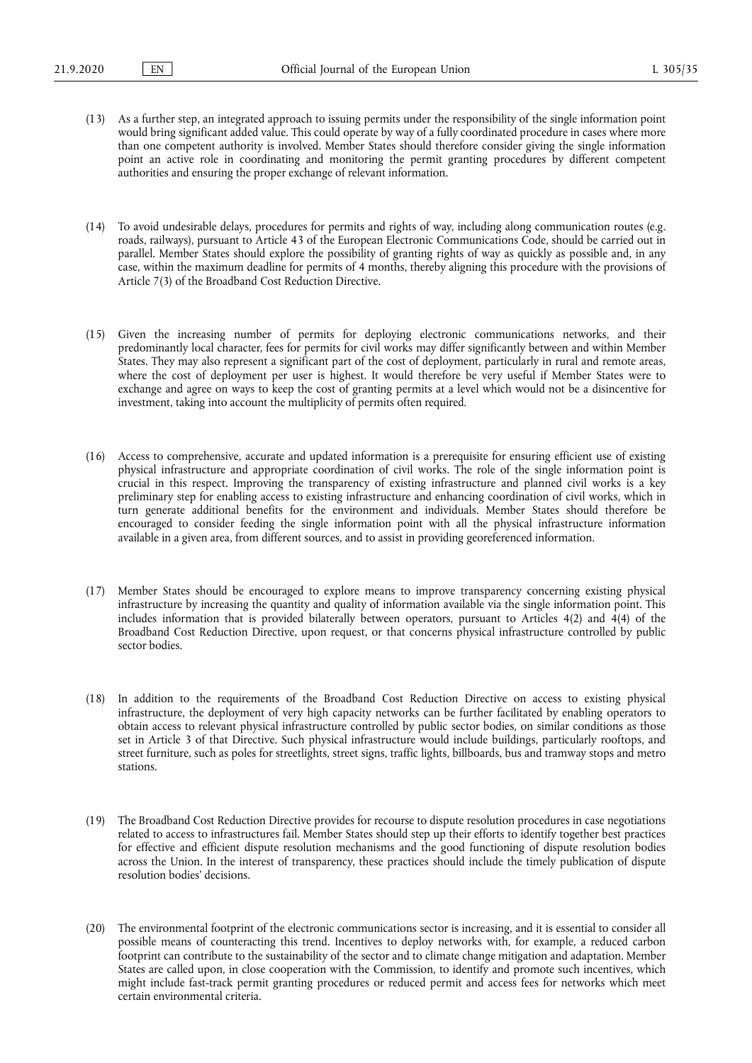(13) As a further step, an integrated approach to issuing permits under the responsibility of the single information point would bring significant added value. This could operate by way of a fully coordinated procedure in cases where more than one competent authority is involved. Member States should therefore consider giving the single information point an active role in coordinating and monitoring the permit granting procedures by different competent authorities and ensuring the proper exchange of relevant information.

(14) To avoid undesirable delays, procedures for permits and rights of way, including along communication routes (e.g. roads, railways), pursuant to Article 43 of the European Electronic Communications Code, should be carried out in parallel. Member States should explore the possibility of granting rights of way as quickly as possible and, in any case, within the maximum deadline for permits of 4 months, thereby aligning this procedure with the provisions of Article 7(3) of the Broadband Cost Reduction Directive.

(15) Given the increasing number of permits for deploying electronic communications networks, and their predominantly local character, fees for permits for civil works may differ significantly between and within Member States. They may also represent a significant part of the cost of deployment, particularly in rural and remote areas, where the cost of deployment per user is highest. It would therefore be very useful if Member States were to exchange and agree on ways to keep the cost of granting permits at a level which would not be a disincentive for investment, taking into account the multiplicity of permits often required.

(16) Access to comprehensive, accurate and updated information is a prerequisite for ensuring efficient use of existing physical infrastructure and appropriate coordination of civil works. The role of the single information point is crucial in this respect. Improving the transparency of existing infrastructure and planned civil works is a key preliminary step for enabling access to existing infrastructure and enhancing coordination of civil works, which in turn generate additional benefits for the environment and individuals. Member States should therefore be encouraged to consider feeding the single information point with all the physical infrastructure information available in a given area, from different sources, and to assist in providing georeferenced information.

(17) Member States should be encouraged to explore means to improve transparency concerning existing physical infrastructure by increasing the quantity and quality of information available via the single information point. This includes information that is provided bilaterally between operators, pursuant to Articles 4(2) and 4(4) of the Broadband Cost Reduction Directive, upon request, or that concerns physical infrastructure controlled by public sector bodies.

(18) In addition to the requirements of the Broadband Cost Reduction Directive on access to existing physical infrastructure, the deployment of very high capacity networks can be further facilitated by enabling operators to obtain access to relevant physical infrastructure controlled by public sector bodies, on similar conditions as those set in Article 3 of that Directive. Such physical infrastructure would include buildings, particularly rooftops, and street furniture, such as poles for streetlights, street signs, traffic lights, billboards, bus and tramway stops and metro stations.

(19) The Broadband Cost Reduction Directive provides for recourse to dispute resolution procedures in case negotiations related to access to infrastructures fail. Member States should step up their efforts to identify together best practices for effective and efficient dispute resolution mechanisms and the good functioning of dispute resolution bodies across the Union. In the interest of transparency, these practices should include the timely publication of dispute resolution bodies' decisions.

(20) The environmental footprint of the electronic communications sector is increasing, and it is essential to consider all possible means of counteracting this trend. Incentives to deploy networks with, for example, a reduced carbon footprint can contribute to the sustainability of the sector and to climate change mitigation and adaptation. Member States are called upon, in close cooperation with the Commission, to identify and promote such incentives, which might include fast-track permit granting procedures or reduced permit and access fees for networks which meet certain environmental criteria.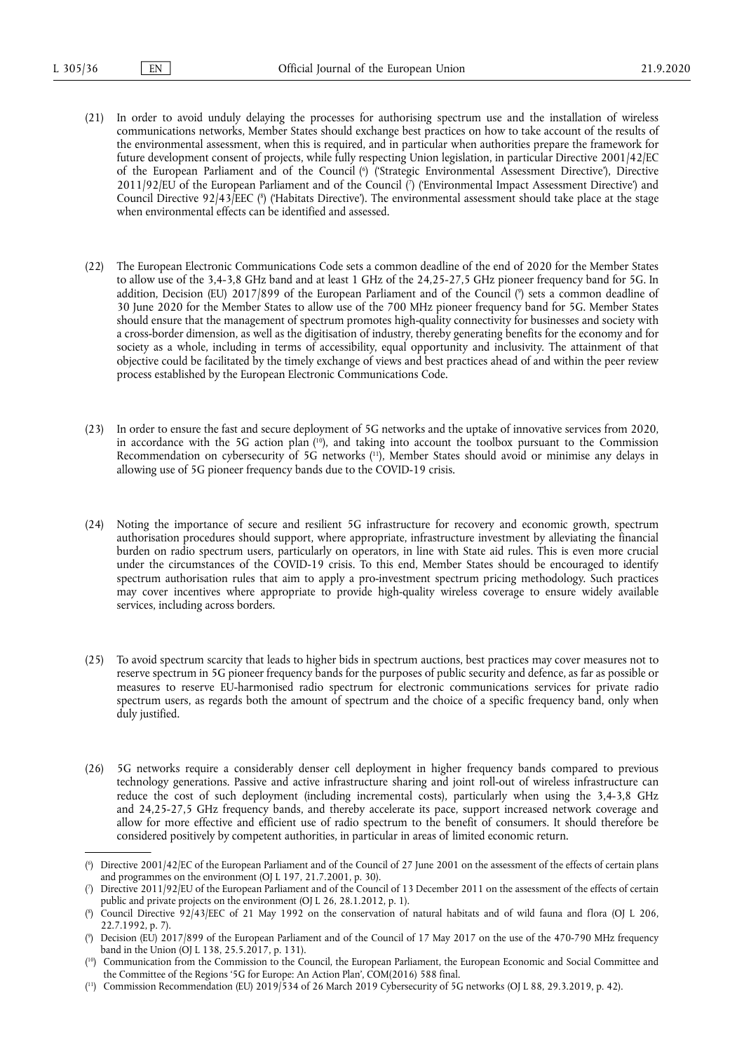(21) In order to avoid unduly delaying the processes for authorising spectrum use and the installation of wireless communications networks, Member States should exchange best practices on how to take account of the results of the environmental assessment, when this is required, and in particular when authorities prepare the framework for future development consent of projects, while fully respecting Union legislation, in particular Directive 2001/42/EC of the European Parliament and of the Council [6] ('Strategic Environmental Assessment Directive'), Directive 2011/92/EU of the European Parliament and of the Council [7] ('Environmental Impact Assessment Directive') and Council Directive 92/43/EEC [8] ('Habitats Directive'). The environmental assessment should take place at the stage when environmental effects can be identified and assessed.

(22) The European Electronic Communications Code sets a common deadline of the end of 2020 for the Member States to allow use of the 3,4-3,8 GHz band and at least 1 GHz of the 24,25-27,5 GHz pioneer frequency band for 5G. In addition, Decision (EU) 2017/899 of the European Parliament and of the Council [9] sets a common deadline of 30 June 2020 for the Member States to allow use of the 700 MHz pioneer frequency band for 5G. Member States should ensure that the management of spectrum promotes high-quality connectivity for businesses and society with a cross-border dimension, as well as the digitisation of industry, thereby generating benefits for the economy and for society as a whole, including in terms of accessibility, equal opportunity and inclusivity. The attainment of that objective could be facilitated by the timely exchange of views and best practices ahead of and within the peer review process established by the European Electronic Communications Code.

(23) In order to ensure the fast and secure deployment of 5G networks and the uptake of innovative services from 2020, in accordance with the 5G action plan [10], and taking into account the toolbox pursuant to the Commission Recommendation on cybersecurity of 5G networks [11], Member States should avoid or minimise any delays in allowing use of 5G pioneer frequency bands due to the COVID-19 crisis.

(24) Noting the importance of secure and resilient 5G infrastructure for recovery and economic growth, spectrum authorisation procedures should support, where appropriate, infrastructure investment by alleviating the financial burden on radio spectrum users, particularly on operators, in line with State aid rules. This is even more crucial under the circumstances of the COVID-19 crisis. To this end, Member States should be encouraged to identify spectrum authorisation rules that aim to apply a pro-investment spectrum pricing methodology. Such practices may cover incentives where appropriate to provide high-quality wireless coverage to ensure widely available services, including across borders.

(25) To avoid spectrum scarcity that leads to higher bids in spectrum auctions, best practices may cover measures not to reserve spectrum in 5G pioneer frequency bands for the purposes of public security and defence, as far as possible or measures to reserve EU-harmonised radio spectrum for electronic communications services for private radio spectrum users, as regards both the amount of spectrum and the choice of a specific frequency band, only when duly justified.

(26) 5G networks require a considerably denser cell deployment in higher frequency bands compared to previous technology generations. Passive and active infrastructure sharing and joint roll-out of wireless infrastructure can reduce the cost of such deployment (including incremental costs), particularly when using the 3,4-3,8 GHz and 24,25-27,5 GHz frequency bands, and thereby accelerate its pace, support increased network coverage and allow for more effective and efficient use of radio spectrum to the benefit of consumers. It should therefore be considered positively by competent authorities, in particular in areas of limited economic return.

---

[6] Directive 2001/42/EC of the European Parliament and of the Council of 27 June 2001 on the assessment of the effects of certain plans and programmes on the environment (OJ L 197, 21.7.2001, p. 30).

[7] Directive 2011/92/EU of the European Parliament and of the Council of 13 December 2011 on the assessment of the effects of certain public and private projects on the environment (OJ L 26, 28.1.2012, p. 1).

[8] Council Directive 92/43/EEC of 21 May 1992 on the conservation of natural habitats and of wild fauna and flora (OJ L 206, 22.7.1992, p. 7).

[9] Decision (EU) 2017/899 of the European Parliament and of the Council of 17 May 2017 on the use of the 470-790 MHz frequency band in the Union (OJ L 138, 25.5.2017, p. 131).

[10] Communication from the Commission to the Council, the European Parliament, the European Economic and Social Committee and the Committee of the Regions '5G for Europe: An Action Plan', COM(2016) 588 final.

[11] Commission Recommendation (EU) 2019/534 of 26 March 2019 Cybersecurity of 5G networks (OJ L 88, 29.3.2019, p. 42).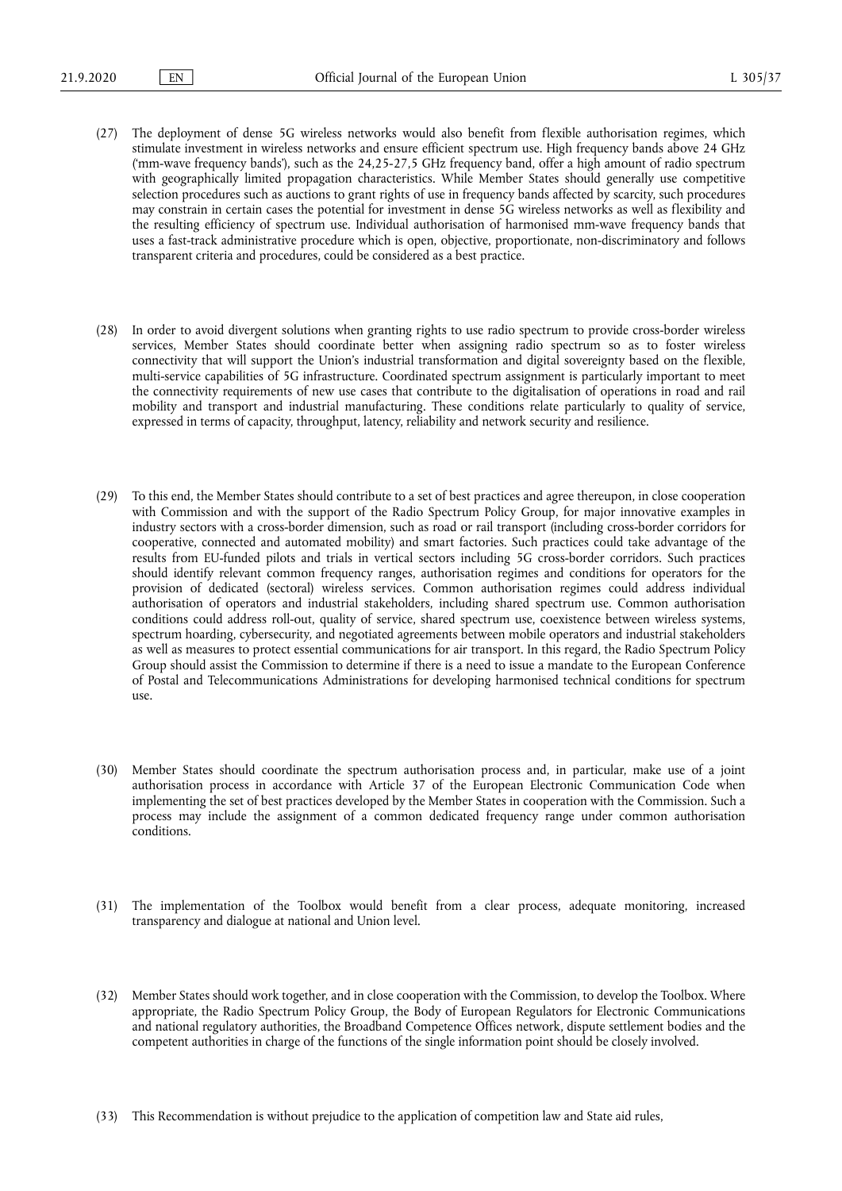(27) The deployment of dense 5G wireless networks would also benefit from flexible authorisation regimes, which stimulate investment in wireless networks and ensure efficient spectrum use. High frequency bands above 24 GHz ('mm-wave frequency bands'), such as the 24,25-27,5 GHz frequency band, offer a high amount of radio spectrum with geographically limited propagation characteristics. While Member States should generally use competitive selection procedures such as auctions to grant rights of use in frequency bands affected by scarcity, such procedures may constrain in certain cases the potential for investment in dense 5G wireless networks as well as flexibility and the resulting efficiency of spectrum use. Individual authorisation of harmonised mm-wave frequency bands that uses a fast-track administrative procedure which is open, objective, proportionate, non-discriminatory and follows transparent criteria and procedures, could be considered as a best practice.

(28) In order to avoid divergent solutions when granting rights to use radio spectrum to provide cross-border wireless services, Member States should coordinate better when assigning radio spectrum so as to foster wireless connectivity that will support the Union's industrial transformation and digital sovereignty based on the flexible, multi-service capabilities of 5G infrastructure. Coordinated spectrum assignment is particularly important to meet the connectivity requirements of new use cases that contribute to the digitalisation of operations in road and rail mobility and transport and industrial manufacturing. These conditions relate particularly to quality of service, expressed in terms of capacity, throughput, latency, reliability and network security and resilience.

(29) To this end, the Member States should contribute to a set of best practices and agree thereupon, in close cooperation with Commission and with the support of the Radio Spectrum Policy Group, for major innovative examples in industry sectors with a cross-border dimension, such as road or rail transport (including cross-border corridors for cooperative, connected and automated mobility) and smart factories. Such practices could take advantage of the results from EU-funded pilots and trials in vertical sectors including 5G cross-border corridors. Such practices should identify relevant common frequency ranges, authorisation regimes and conditions for operators for the provision of dedicated (sectoral) wireless services. Common authorisation regimes could address individual authorisation of operators and industrial stakeholders, including shared spectrum use. Common authorisation conditions could address roll-out, quality of service, shared spectrum use, coexistence between wireless systems, spectrum hoarding, cybersecurity, and negotiated agreements between mobile operators and industrial stakeholders as well as measures to protect essential communications for air transport. In this regard, the Radio Spectrum Policy Group should assist the Commission to determine if there is a need to issue a mandate to the European Conference of Postal and Telecommunications Administrations for developing harmonised technical conditions for spectrum use.

(30) Member States should coordinate the spectrum authorisation process and, in particular, make use of a joint authorisation process in accordance with Article 37 of the European Electronic Communication Code when implementing the set of best practices developed by the Member States in cooperation with the Commission. Such a process may include the assignment of a common dedicated frequency range under common authorisation conditions.

(31) The implementation of the Toolbox would benefit from a clear process, adequate monitoring, increased transparency and dialogue at national and Union level.

(32) Member States should work together, and in close cooperation with the Commission, to develop the Toolbox. Where appropriate, the Radio Spectrum Policy Group, the Body of European Regulators for Electronic Communications and national regulatory authorities, the Broadband Competence Offices network, dispute settlement bodies and the competent authorities in charge of the functions of the single information point should be closely involved.

(33) This Recommendation is without prejudice to the application of competition law and State aid rules,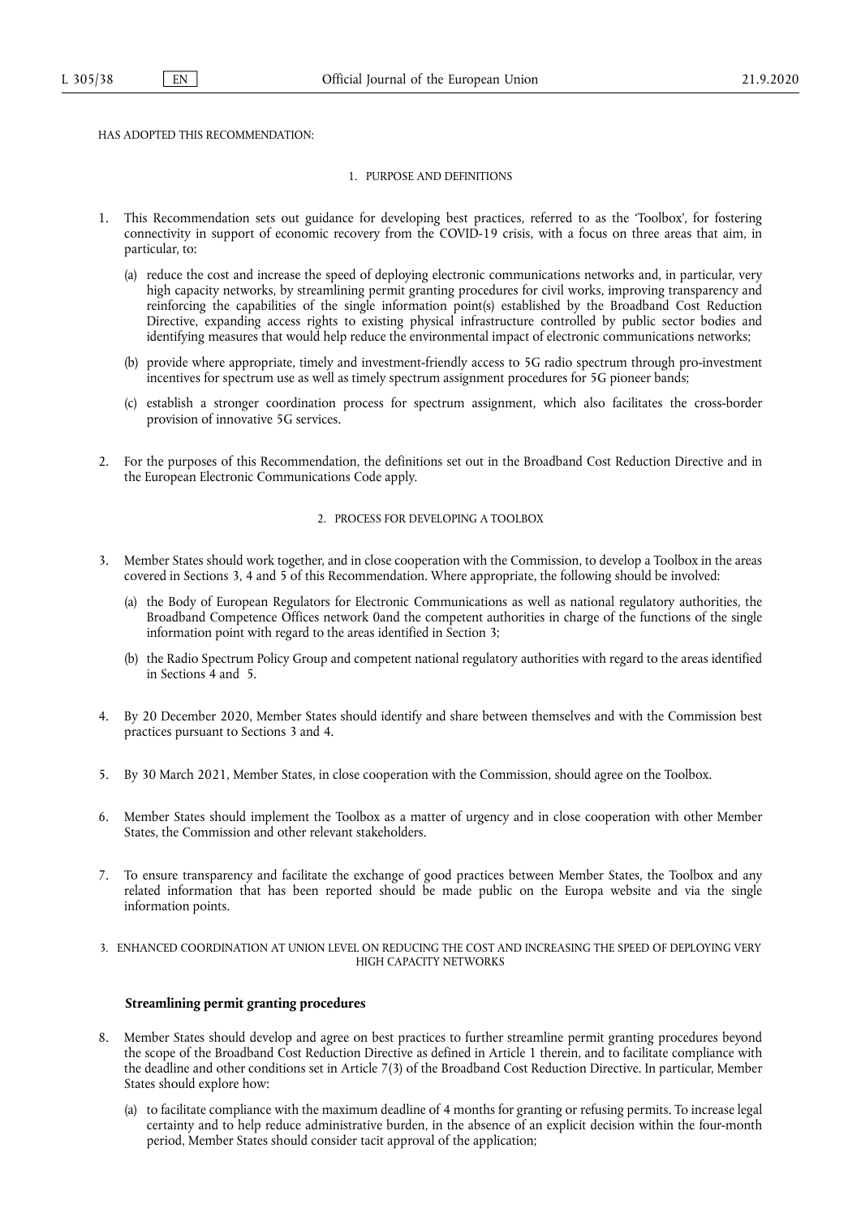HAS ADOPTED THIS RECOMMENDATION:

## 1. PURPOSE AND DEFINITIONS

1. This Recommendation sets out guidance for developing best practices, referred to as the 'Toolbox', for fostering connectivity in support of economic recovery from the COVID-19 crisis, with a focus on three areas that aim, in particular, to:

   (a) reduce the cost and increase the speed of deploying electronic communications networks and, in particular, very high capacity networks, by streamlining permit granting procedures for civil works, improving transparency and reinforcing the capabilities of the single information point(s) established by the Broadband Cost Reduction Directive, expanding access rights to existing physical infrastructure controlled by public sector bodies and identifying measures that would help reduce the environmental impact of electronic communications networks;

   (b) provide where appropriate, timely and investment-friendly access to 5G radio spectrum through pro-investment incentives for spectrum use as well as timely spectrum assignment procedures for 5G pioneer bands;

   (c) establish a stronger coordination process for spectrum assignment, which also facilitates the cross-border provision of innovative 5G services.

2. For the purposes of this Recommendation, the definitions set out in the Broadband Cost Reduction Directive and in the European Electronic Communications Code apply.

## 2. PROCESS FOR DEVELOPING A TOOLBOX

3. Member States should work together, and in close cooperation with the Commission, to develop a Toolbox in the areas covered in Sections 3, 4 and 5 of this Recommendation. Where appropriate, the following should be involved:

   (a) the Body of European Regulators for Electronic Communications as well as national regulatory authorities, the Broadband Competence Offices network 0and the competent authorities in charge of the functions of the single information point with regard to the areas identified in Section 3;

   (b) the Radio Spectrum Policy Group and competent national regulatory authorities with regard to the areas identified in Sections 4 and 5.

4. By 20 December 2020, Member States should identify and share between themselves and with the Commission best practices pursuant to Sections 3 and 4.

5. By 30 March 2021, Member States, in close cooperation with the Commission, should agree on the Toolbox.

6. Member States should implement the Toolbox as a matter of urgency and in close cooperation with other Member States, the Commission and other relevant stakeholders.

7. To ensure transparency and facilitate the exchange of good practices between Member States, the Toolbox and any related information that has been reported should be made public on the Europa website and via the single information points.

## 3. ENHANCED COORDINATION AT UNION LEVEL ON REDUCING THE COST AND INCREASING THE SPEED OF DEPLOYING VERY HIGH CAPACITY NETWORKS

### Streamlining permit granting procedures

8. Member States should develop and agree on best practices to further streamline permit granting procedures beyond the scope of the Broadband Cost Reduction Directive as defined in Article 1 therein, and to facilitate compliance with the deadline and other conditions set in Article 7(3) of the Broadband Cost Reduction Directive. In particular, Member States should explore how:

   (a) to facilitate compliance with the maximum deadline of 4 months for granting or refusing permits. To increase legal certainty and to help reduce administrative burden, in the absence of an explicit decision within the four-month period, Member States should consider tacit approval of the application;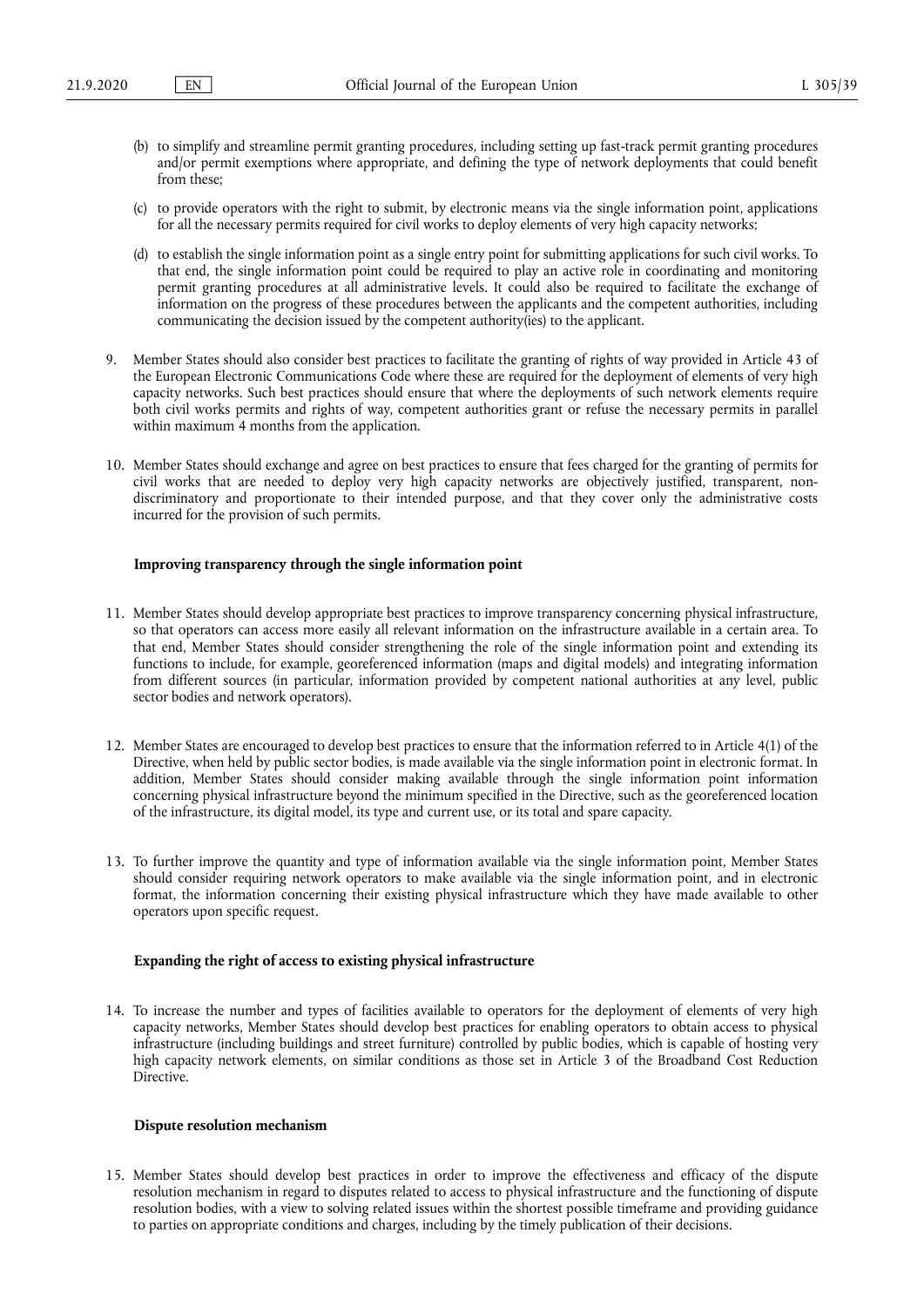(b) to simplify and streamline permit granting procedures, including setting up fast-track permit granting procedures and/or permit exemptions where appropriate, and defining the type of network deployments that could benefit from these;

(c) to provide operators with the right to submit, by electronic means via the single information point, applications for all the necessary permits required for civil works to deploy elements of very high capacity networks;

(d) to establish the single information point as a single entry point for submitting applications for such civil works. To that end, the single information point could be required to play an active role in coordinating and monitoring permit granting procedures at all administrative levels. It could also be required to facilitate the exchange of information on the progress of these procedures between the applicants and the competent authorities, including communicating the decision issued by the competent authority(ies) to the applicant.

9. Member States should also consider best practices to facilitate the granting of rights of way provided in Article 43 of the European Electronic Communications Code where these are required for the deployment of elements of very high capacity networks. Such best practices should ensure that where the deployments of such network elements require both civil works permits and rights of way, competent authorities grant or refuse the necessary permits in parallel within maximum 4 months from the application.

10. Member States should exchange and agree on best practices to ensure that fees charged for the granting of permits for civil works that are needed to deploy very high capacity networks are objectively justified, transparent, non-discriminatory and proportionate to their intended purpose, and that they cover only the administrative costs incurred for the provision of such permits.

**Improving transparency through the single information point**

11. Member States should develop appropriate best practices to improve transparency concerning physical infrastructure, so that operators can access more easily all relevant information on the infrastructure available in a certain area. To that end, Member States should consider strengthening the role of the single information point and extending its functions to include, for example, georeferenced information (maps and digital models) and integrating information from different sources (in particular, information provided by competent national authorities at any level, public sector bodies and network operators).

12. Member States are encouraged to develop best practices to ensure that the information referred to in Article 4(1) of the Directive, when held by public sector bodies, is made available via the single information point in electronic format. In addition, Member States should consider making available through the single information point information concerning physical infrastructure beyond the minimum specified in the Directive, such as the georeferenced location of the infrastructure, its digital model, its type and current use, or its total and spare capacity.

13. To further improve the quantity and type of information available via the single information point, Member States should consider requiring network operators to make available via the single information point, and in electronic format, the information concerning their existing physical infrastructure which they have made available to other operators upon specific request.

**Expanding the right of access to existing physical infrastructure**

14. To increase the number and types of facilities available to operators for the deployment of elements of very high capacity networks, Member States should develop best practices for enabling operators to obtain access to physical infrastructure (including buildings and street furniture) controlled by public bodies, which is capable of hosting very high capacity network elements, on similar conditions as those set in Article 3 of the Broadband Cost Reduction Directive.

**Dispute resolution mechanism**

15. Member States should develop best practices in order to improve the effectiveness and efficacy of the dispute resolution mechanism in regard to disputes related to access to physical infrastructure and the functioning of dispute resolution bodies, with a view to solving related issues within the shortest possible timeframe and providing guidance to parties on appropriate conditions and charges, including by the timely publication of their decisions.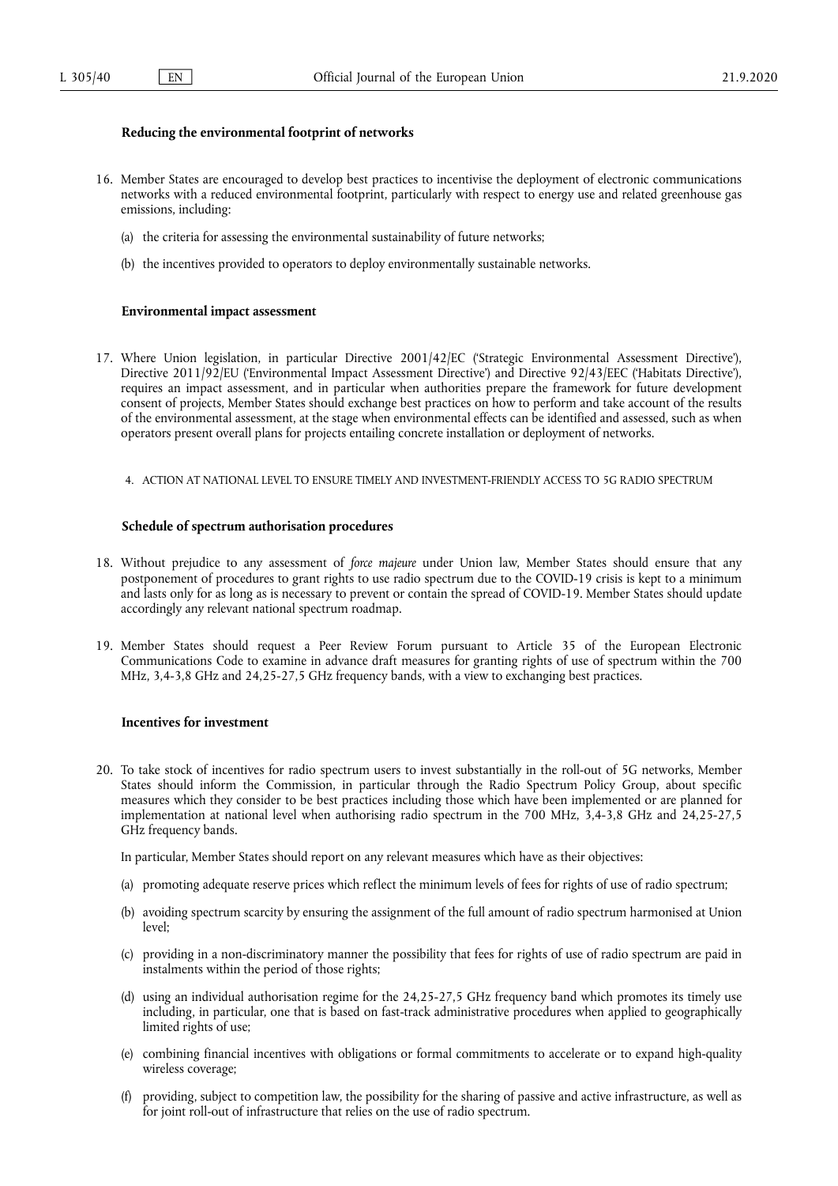### Reducing the environmental footprint of networks

16. Member States are encouraged to develop best practices to incentivise the deployment of electronic communications networks with a reduced environmental footprint, particularly with respect to energy use and related greenhouse gas emissions, including:

    (a) the criteria for assessing the environmental sustainability of future networks;

    (b) the incentives provided to operators to deploy environmentally sustainable networks.

### Environmental impact assessment

17. Where Union legislation, in particular Directive 2001/42/EC ('Strategic Environmental Assessment Directive'), Directive 2011/92/EU ('Environmental Impact Assessment Directive') and Directive 92/43/EEC ('Habitats Directive'), requires an impact assessment, and in particular when authorities prepare the framework for future development consent of projects, Member States should exchange best practices on how to perform and take account of the results of the environmental assessment, at the stage when environmental effects can be identified and assessed, such as when operators present overall plans for projects entailing concrete installation or deployment of networks.

## 4. ACTION AT NATIONAL LEVEL TO ENSURE TIMELY AND INVESTMENT-FRIENDLY ACCESS TO 5G RADIO SPECTRUM

### Schedule of spectrum authorisation procedures

18. Without prejudice to any assessment of *force majeure* under Union law, Member States should ensure that any postponement of procedures to grant rights to use radio spectrum due to the COVID-19 crisis is kept to a minimum and lasts only for as long as is necessary to prevent or contain the spread of COVID-19. Member States should update accordingly any relevant national spectrum roadmap.

19. Member States should request a Peer Review Forum pursuant to Article 35 of the European Electronic Communications Code to examine in advance draft measures for granting rights of use of spectrum within the 700 MHz, 3,4-3,8 GHz and 24,25-27,5 GHz frequency bands, with a view to exchanging best practices.

### Incentives for investment

20. To take stock of incentives for radio spectrum users to invest substantially in the roll-out of 5G networks, Member States should inform the Commission, in particular through the Radio Spectrum Policy Group, about specific measures which they consider to be best practices including those which have been implemented or are planned for implementation at national level when authorising radio spectrum in the 700 MHz, 3,4-3,8 GHz and 24,25-27,5 GHz frequency bands.

    In particular, Member States should report on any relevant measures which have as their objectives:

    (a) promoting adequate reserve prices which reflect the minimum levels of fees for rights of use of radio spectrum;

    (b) avoiding spectrum scarcity by ensuring the assignment of the full amount of radio spectrum harmonised at Union level;

    (c) providing in a non-discriminatory manner the possibility that fees for rights of use of radio spectrum are paid in instalments within the period of those rights;

    (d) using an individual authorisation regime for the 24,25-27,5 GHz frequency band which promotes its timely use including, in particular, one that is based on fast-track administrative procedures when applied to geographically limited rights of use;

    (e) combining financial incentives with obligations or formal commitments to accelerate or to expand high-quality wireless coverage;

    (f) providing, subject to competition law, the possibility for the sharing of passive and active infrastructure, as well as for joint roll-out of infrastructure that relies on the use of radio spectrum.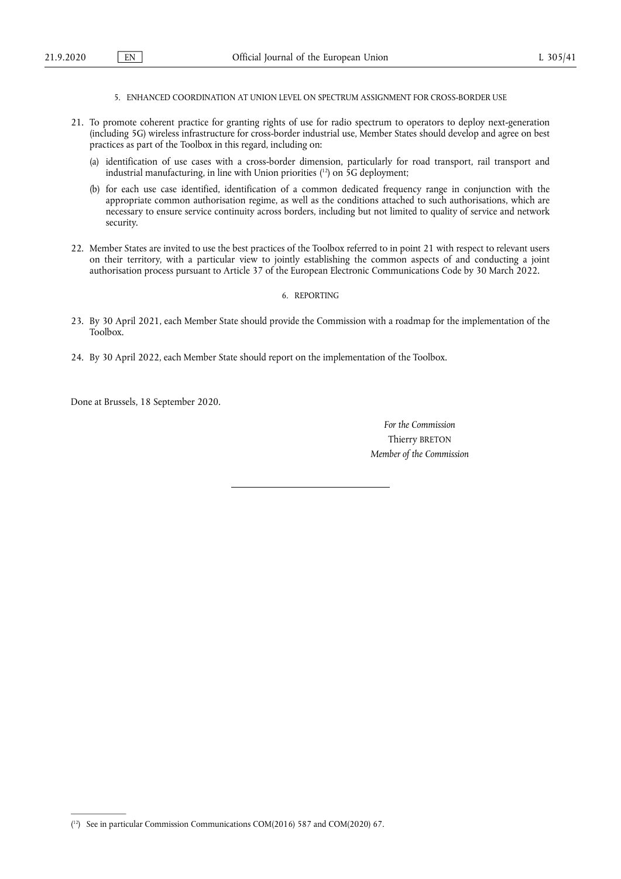## 5. ENHANCED COORDINATION AT UNION LEVEL ON SPECTRUM ASSIGNMENT FOR CROSS-BORDER USE

21. To promote coherent practice for granting rights of use for radio spectrum to operators to deploy next-generation (including 5G) wireless infrastructure for cross-border industrial use, Member States should develop and agree on best practices as part of the Toolbox in this regard, including on:

    (a) identification of use cases with a cross-border dimension, particularly for road transport, rail transport and industrial manufacturing, in line with Union priorities ([12]) on 5G deployment;

    (b) for each use case identified, identification of a common dedicated frequency range in conjunction with the appropriate common authorisation regime, as well as the conditions attached to such authorisations, which are necessary to ensure service continuity across borders, including but not limited to quality of service and network security.

22. Member States are invited to use the best practices of the Toolbox referred to in point 21 with respect to relevant users on their territory, with a particular view to jointly establishing the common aspects of and conducting a joint authorisation process pursuant to Article 37 of the European Electronic Communications Code by 30 March 2022.

## 6. REPORTING

23. By 30 April 2021, each Member State should provide the Commission with a roadmap for the implementation of the Toolbox.

24. By 30 April 2022, each Member State should report on the implementation of the Toolbox.

Done at Brussels, 18 September 2020.

*For the Commission*
Thierry BRETON
*Member of the Commission*

---

([12]) See in particular Commission Communications COM(2016) 587 and COM(2020) 67.